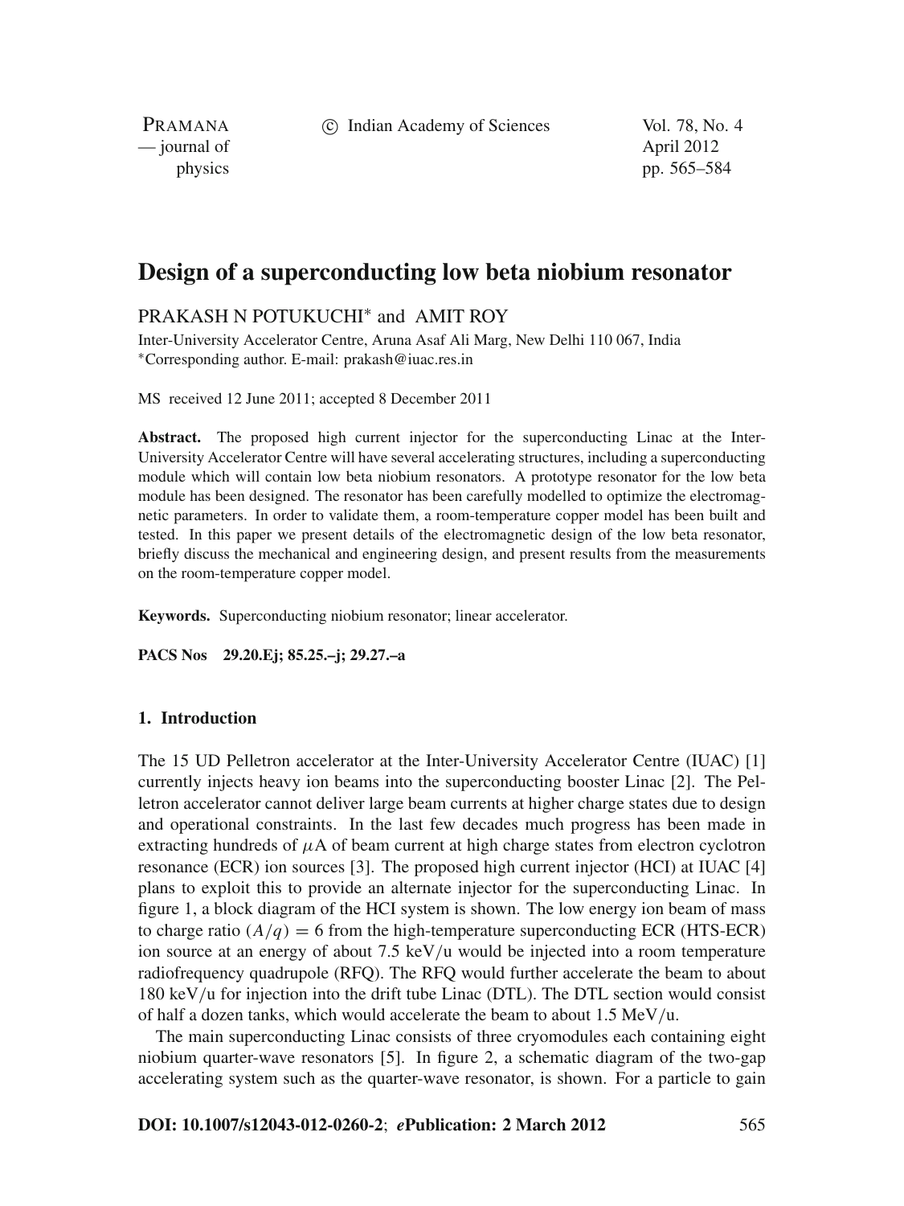# Design of a superconducting low beta niobium resonator

PRAKASH N POTUKUCHI* and AMIT ROY

Inter-University Accelerator Centre, Aruna Asaf Ali Marg, New Delhi 110 067, India
*Corresponding author. E-mail: prakash@iuac.res.in

MS received 12 June 2011; accepted 8 December 2011

**Abstract.** The proposed high current injector for the superconducting Linac at the Inter-University Accelerator Centre will have several accelerating structures, including a superconducting module which will contain low beta niobium resonators. A prototype resonator for the low beta module has been designed. The resonator has been carefully modelled to optimize the electromagnetic parameters. In order to validate them, a room-temperature copper model has been built and tested. In this paper we present details of the electromagnetic design of the low beta resonator, briefly discuss the mechanical and engineering design, and present results from the measurements on the room-temperature copper model.

**Keywords.** Superconducting niobium resonator; linear accelerator.

**PACS Nos** 29.20.Ej; 85.25.–j; 29.27.–a

## 1. Introduction

The 15 UD Pelletron accelerator at the Inter-University Accelerator Centre (IUAC) [1] currently injects heavy ion beams into the superconducting booster Linac [2]. The Pelletron accelerator cannot deliver large beam currents at higher charge states due to design and operational constraints. In the last few decades much progress has been made in extracting hundreds of $\mu$A of beam current at high charge states from electron cyclotron resonance (ECR) ion sources [3]. The proposed high current injector (HCI) at IUAC [4] plans to exploit this to provide an alternate injector for the superconducting Linac. In figure 1, a block diagram of the HCI system is shown. The low energy ion beam of mass to charge ratio $(A/q) = 6$ from the high-temperature superconducting ECR (HTS-ECR) ion source at an energy of about 7.5 keV/u would be injected into a room temperature radiofrequency quadrupole (RFQ). The RFQ would further accelerate the beam to about 180 keV/u for injection into the drift tube Linac (DTL). The DTL section would consist of half a dozen tanks, which would accelerate the beam to about 1.5 MeV/u.

The main superconducting Linac consists of three cryomodules each containing eight niobium quarter-wave resonators [5]. In figure 2, a schematic diagram of the two-gap accelerating system such as the quarter-wave resonator, is shown. For a particle to gain

DOI: 10.1007/s12043-012-0260-2; *e*Publication: 2 March 2012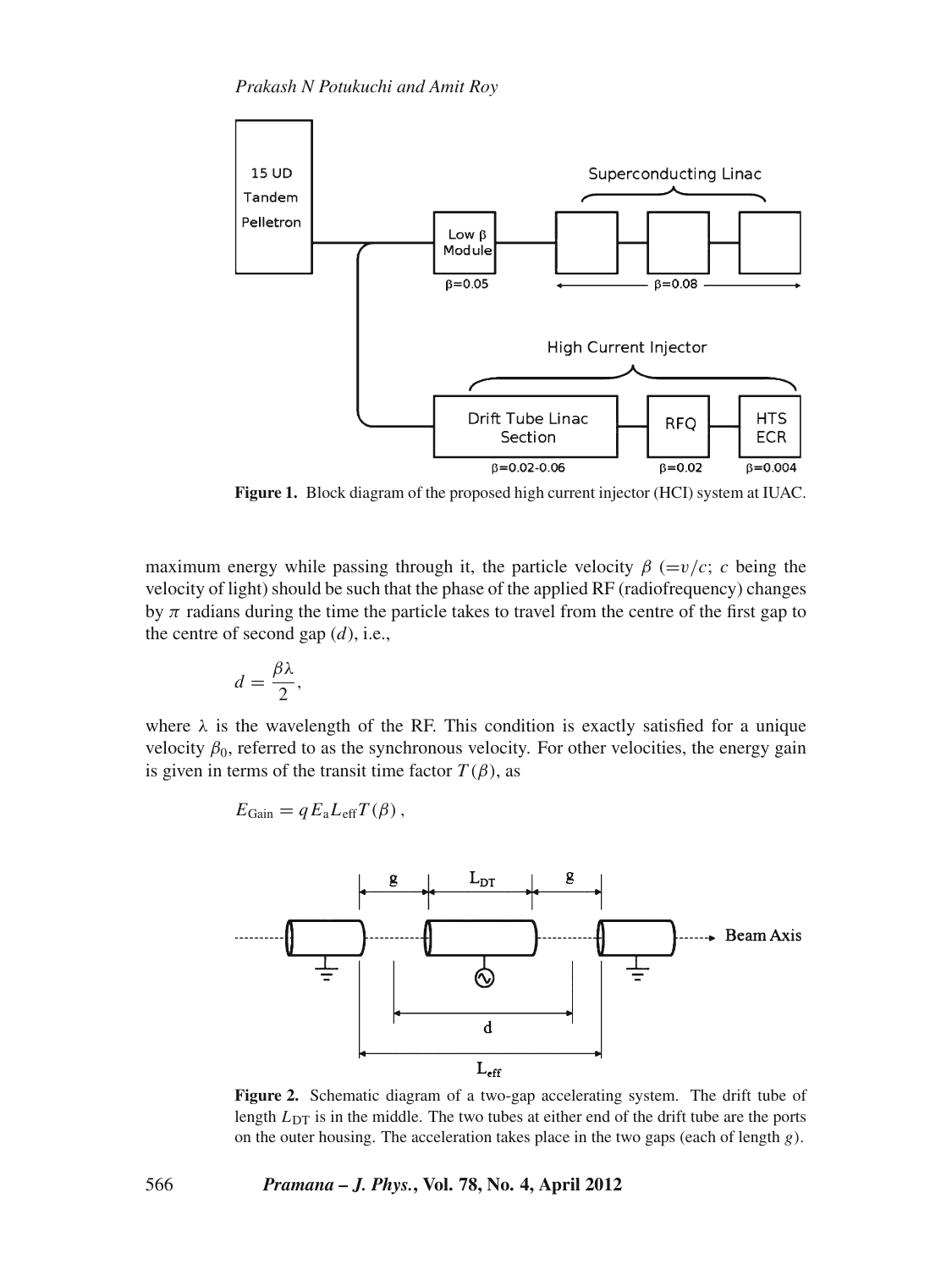**Figure 1.** Block diagram of the proposed high current injector (HCI) system at IUAC.

maximum energy while passing through it, the particle velocity $\beta$ ($=v/c$; $c$ being the velocity of light) should be such that the phase of the applied RF (radiofrequency) changes by $\pi$ radians during the time the particle takes to travel from the centre of the first gap to the centre of second gap ($d$), i.e.,

$$d = \frac{\beta\lambda}{2},$$

where $\lambda$ is the wavelength of the RF. This condition is exactly satisfied for a unique velocity $\beta_0$, referred to as the synchronous velocity. For other velocities, the energy gain is given in terms of the transit time factor $T(\beta)$, as

$$E_{\text{Gain}} = qE_{\text{a}}L_{\text{eff}}T(\beta),$$

**Figure 2.** Schematic diagram of a two-gap accelerating system. The drift tube of length $L_{\text{DT}}$ is in the middle. The two tubes at either end of the drift tube are the ports on the outer housing. The acceleration takes place in the two gaps (each of length $g$).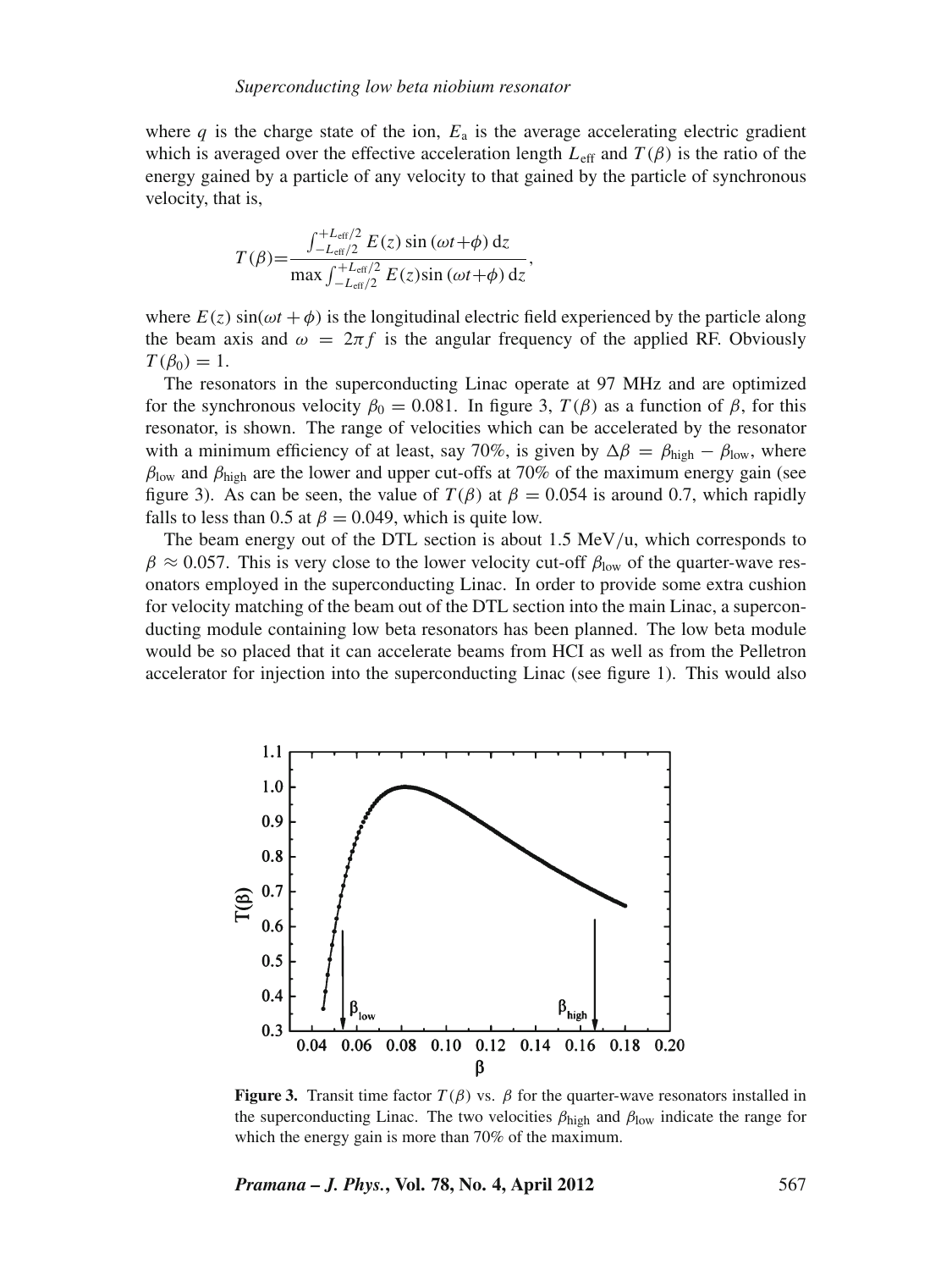where $q$ is the charge state of the ion, $E_a$ is the average accelerating electric gradient which is averaged over the effective acceleration length $L_{\text{eff}}$ and $T(\beta)$ is the ratio of the energy gained by a particle of any velocity to that gained by the particle of synchronous velocity, that is,

$$T(\beta)=\frac{\int_{-L_{\text{eff}}/2}^{+L_{\text{eff}}/2} E(z)\sin(\omega t+\phi)\,\mathrm{d}z}{\max\int_{-L_{\text{eff}}/2}^{+L_{\text{eff}}/2} E(z)\sin(\omega t+\phi)\,\mathrm{d}z},$$

where $E(z)\sin(\omega t+\phi)$ is the longitudinal electric field experienced by the particle along the beam axis and $\omega = 2\pi f$ is the angular frequency of the applied RF. Obviously $T(\beta_0) = 1$.

The resonators in the superconducting Linac operate at 97 MHz and are optimized for the synchronous velocity $\beta_0 = 0.081$. In figure 3, $T(\beta)$ as a function of $\beta$, for this resonator, is shown. The range of velocities which can be accelerated by the resonator with a minimum efficiency of at least, say 70%, is given by $\Delta\beta = \beta_{\text{high}} - \beta_{\text{low}}$, where $\beta_{\text{low}}$ and $\beta_{\text{high}}$ are the lower and upper cut-offs at 70% of the maximum energy gain (see figure 3). As can be seen, the value of $T(\beta)$ at $\beta = 0.054$ is around 0.7, which rapidly falls to less than 0.5 at $\beta = 0.049$, which is quite low.

The beam energy out of the DTL section is about 1.5 MeV/u, which corresponds to $\beta \approx 0.057$. This is very close to the lower velocity cut-off $\beta_{\text{low}}$ of the quarter-wave resonators employed in the superconducting Linac. In order to provide some extra cushion for velocity matching of the beam out of the DTL section into the main Linac, a superconducting module containing low beta resonators has been planned. The low beta module would be so placed that it can accelerate beams from HCI as well as from the Pelletron accelerator for injection into the superconducting Linac (see figure 1). This would also

**Figure 3.** Transit time factor $T(\beta)$ vs. $\beta$ for the quarter-wave resonators installed in the superconducting Linac. The two velocities $\beta_{\text{high}}$ and $\beta_{\text{low}}$ indicate the range for which the energy gain is more than 70% of the maximum.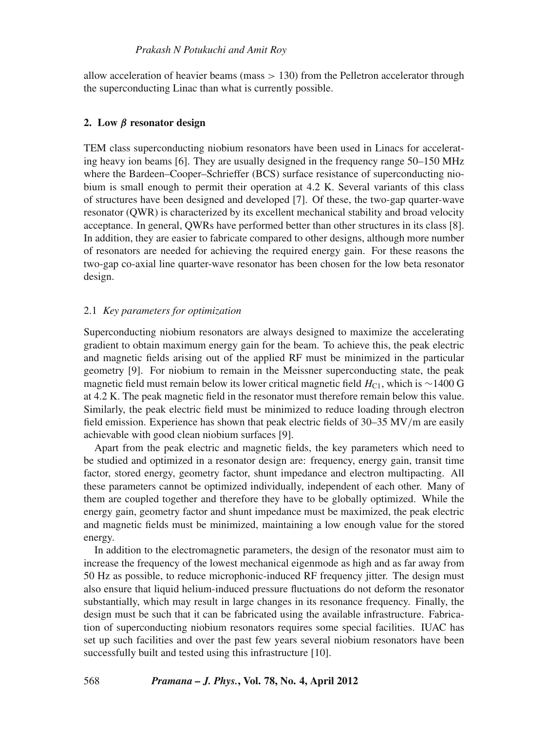allow acceleration of heavier beams (mass > 130) from the Pelletron accelerator through the superconducting Linac than what is currently possible.

## 2. Low $\beta$ resonator design

TEM class superconducting niobium resonators have been used in Linacs for accelerating heavy ion beams [6]. They are usually designed in the frequency range 50–150 MHz where the Bardeen–Cooper–Schrieffer (BCS) surface resistance of superconducting niobium is small enough to permit their operation at 4.2 K. Several variants of this class of structures have been designed and developed [7]. Of these, the two-gap quarter-wave resonator (QWR) is characterized by its excellent mechanical stability and broad velocity acceptance. In general, QWRs have performed better than other structures in its class [8]. In addition, they are easier to fabricate compared to other designs, although more number of resonators are needed for achieving the required energy gain. For these reasons the two-gap co-axial line quarter-wave resonator has been chosen for the low beta resonator design.

### 2.1 *Key parameters for optimization*

Superconducting niobium resonators are always designed to maximize the accelerating gradient to obtain maximum energy gain for the beam. To achieve this, the peak electric and magnetic fields arising out of the applied RF must be minimized in the particular geometry [9]. For niobium to remain in the Meissner superconducting state, the peak magnetic field must remain below its lower critical magnetic field $H_{C1}$, which is ~1400 G at 4.2 K. The peak magnetic field in the resonator must therefore remain below this value. Similarly, the peak electric field must be minimized to reduce loading through electron field emission. Experience has shown that peak electric fields of 30–35 MV/m are easily achievable with good clean niobium surfaces [9].

Apart from the peak electric and magnetic fields, the key parameters which need to be studied and optimized in a resonator design are: frequency, energy gain, transit time factor, stored energy, geometry factor, shunt impedance and electron multipacting. All these parameters cannot be optimized individually, independent of each other. Many of them are coupled together and therefore they have to be globally optimized. While the energy gain, geometry factor and shunt impedance must be maximized, the peak electric and magnetic fields must be minimized, maintaining a low enough value for the stored energy.

In addition to the electromagnetic parameters, the design of the resonator must aim to increase the frequency of the lowest mechanical eigenmode as high and as far away from 50 Hz as possible, to reduce microphonic-induced RF frequency jitter. The design must also ensure that liquid helium-induced pressure fluctuations do not deform the resonator substantially, which may result in large changes in its resonance frequency. Finally, the design must be such that it can be fabricated using the available infrastructure. Fabrication of superconducting niobium resonators requires some special facilities. IUAC has set up such facilities and over the past few years several niobium resonators have been successfully built and tested using this infrastructure [10].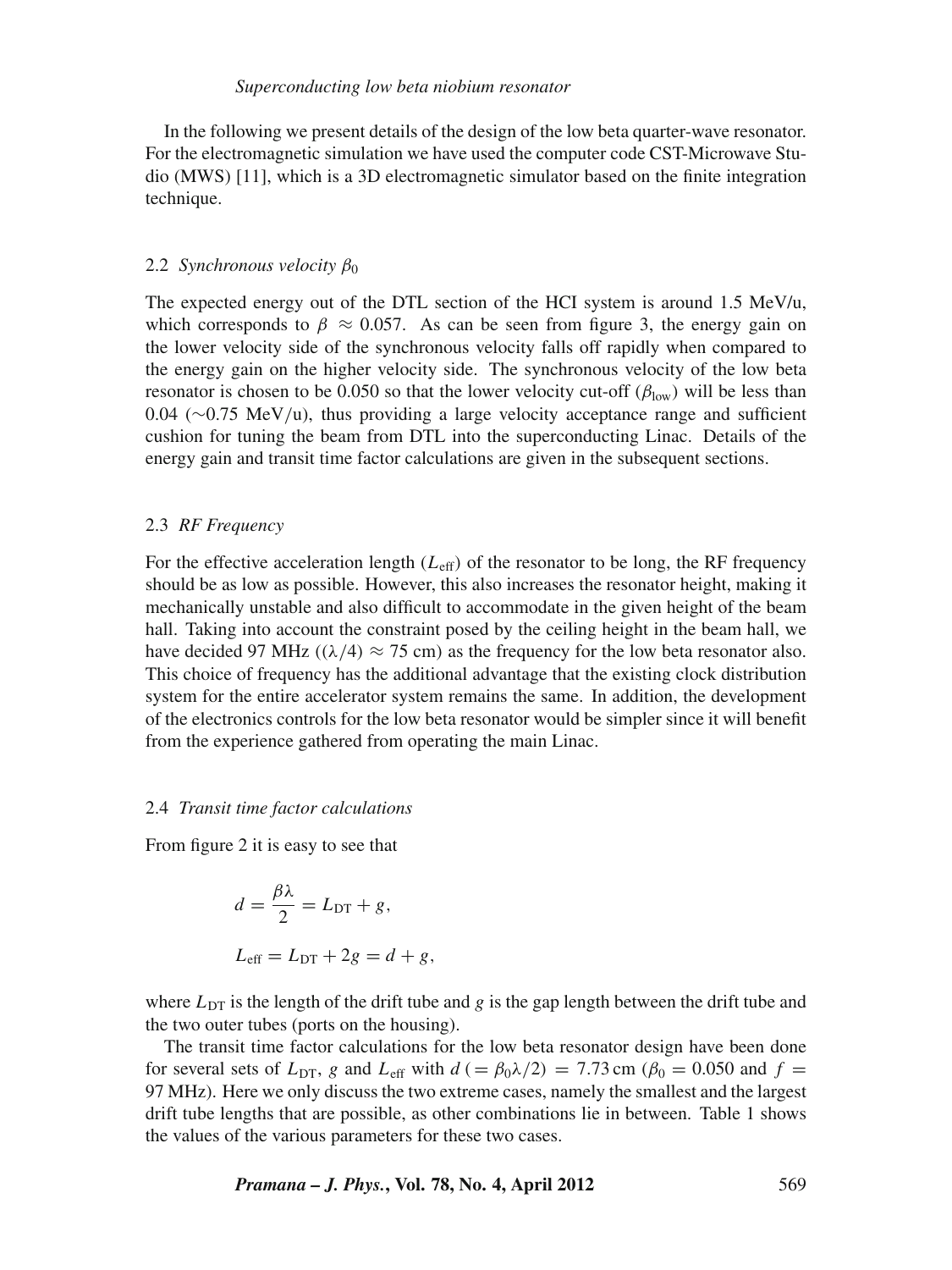In the following we present details of the design of the low beta quarter-wave resonator. For the electromagnetic simulation we have used the computer code CST-Microwave Studio (MWS) [11], which is a 3D electromagnetic simulator based on the finite integration technique.

### 2.2 *Synchronous velocity* $\beta_0$

The expected energy out of the DTL section of the HCI system is around 1.5 MeV/u, which corresponds to $\beta \approx 0.057$. As can be seen from figure 3, the energy gain on the lower velocity side of the synchronous velocity falls off rapidly when compared to the energy gain on the higher velocity side. The synchronous velocity of the low beta resonator is chosen to be 0.050 so that the lower velocity cut-off ($\beta_{\text{low}}$) will be less than 0.04 (~0.75 MeV/u), thus providing a large velocity acceptance range and sufficient cushion for tuning the beam from DTL into the superconducting Linac. Details of the energy gain and transit time factor calculations are given in the subsequent sections.

### 2.3 *RF Frequency*

For the effective acceleration length ($L_{\text{eff}}$) of the resonator to be long, the RF frequency should be as low as possible. However, this also increases the resonator height, making it mechanically unstable and also difficult to accommodate in the given height of the beam hall. Taking into account the constraint posed by the ceiling height in the beam hall, we have decided 97 MHz (($\lambda/4$) $\approx$ 75 cm) as the frequency for the low beta resonator also. This choice of frequency has the additional advantage that the existing clock distribution system for the entire accelerator system remains the same. In addition, the development of the electronics controls for the low beta resonator would be simpler since it will benefit from the experience gathered from operating the main Linac.

### 2.4 *Transit time factor calculations*

From figure 2 it is easy to see that

$$d = \frac{\beta\lambda}{2} = L_{\text{DT}} + g,$$

$$L_{\text{eff}} = L_{\text{DT}} + 2g = d + g,$$

where $L_{\text{DT}}$ is the length of the drift tube and $g$ is the gap length between the drift tube and the two outer tubes (ports on the housing).

The transit time factor calculations for the low beta resonator design have been done for several sets of $L_{\text{DT}}$, $g$ and $L_{\text{eff}}$ with $d\ (= \beta_0\lambda/2) = 7.73\,\text{cm}$ ($\beta_0 = 0.050$ and $f = 97\,\text{MHz}$). Here we only discuss the two extreme cases, namely the smallest and the largest drift tube lengths that are possible, as other combinations lie in between. Table 1 shows the values of the various parameters for these two cases.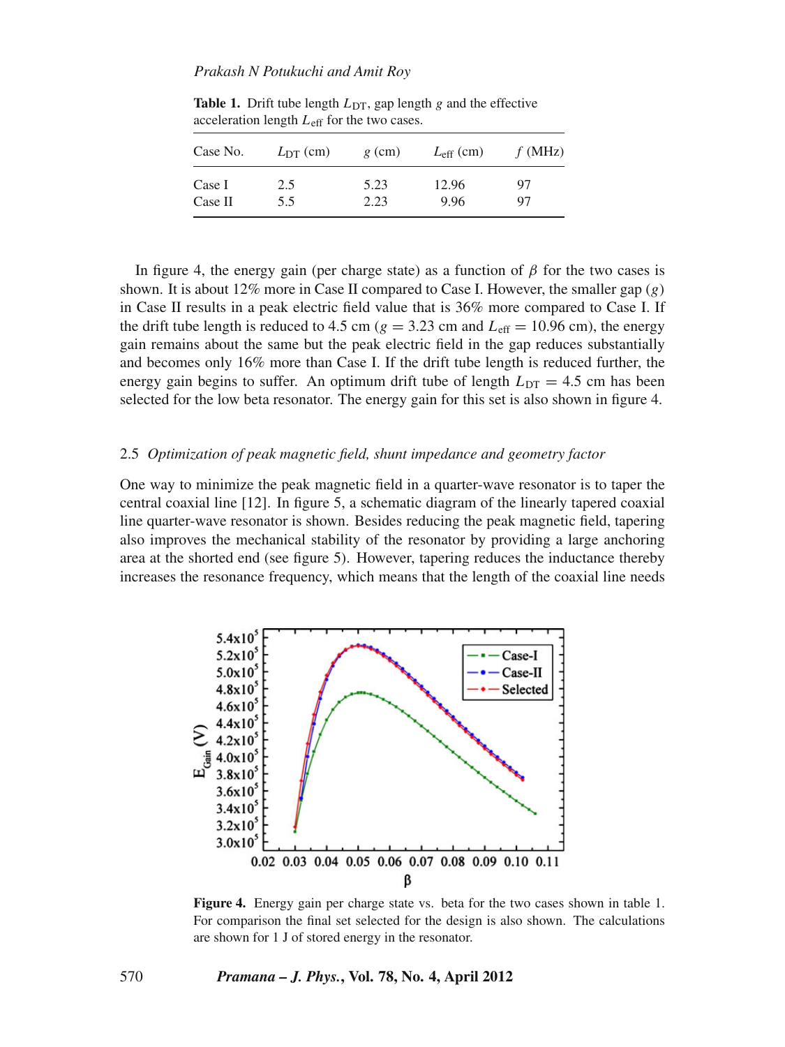**Table 1.** Drift tube length $L_{DT}$, gap length $g$ and the effective acceleration length $L_{eff}$ for the two cases.

| Case No. | $L_{DT}$ (cm) | $g$ (cm) | $L_{eff}$ (cm) | $f$ (MHz) |
|---|---|---|---|---|
| Case I | 2.5 | 5.23 | 12.96 | 97 |
| Case II | 5.5 | 2.23 | 9.96 | 97 |

In figure 4, the energy gain (per charge state) as a function of $\beta$ for the two cases is shown. It is about 12% more in Case II compared to Case I. However, the smaller gap ($g$) in Case II results in a peak electric field value that is 36% more compared to Case I. If the drift tube length is reduced to 4.5 cm ($g = 3.23$ cm and $L_{eff} = 10.96$ cm), the energy gain remains about the same but the peak electric field in the gap reduces substantially and becomes only 16% more than Case I. If the drift tube length is reduced further, the energy gain begins to suffer. An optimum drift tube of length $L_{DT} = 4.5$ cm has been selected for the low beta resonator. The energy gain for this set is also shown in figure 4.

### 2.5 *Optimization of peak magnetic field, shunt impedance and geometry factor*

One way to minimize the peak magnetic field in a quarter-wave resonator is to taper the central coaxial line [12]. In figure 5, a schematic diagram of the linearly tapered coaxial line quarter-wave resonator is shown. Besides reducing the peak magnetic field, tapering also improves the mechanical stability of the resonator by providing a large anchoring area at the shorted end (see figure 5). However, tapering reduces the inductance thereby increases the resonance frequency, which means that the length of the coaxial line needs

**Figure 4.** Energy gain per charge state vs. beta for the two cases shown in table 1. For comparison the final set selected for the design is also shown. The calculations are shown for 1 J of stored energy in the resonator.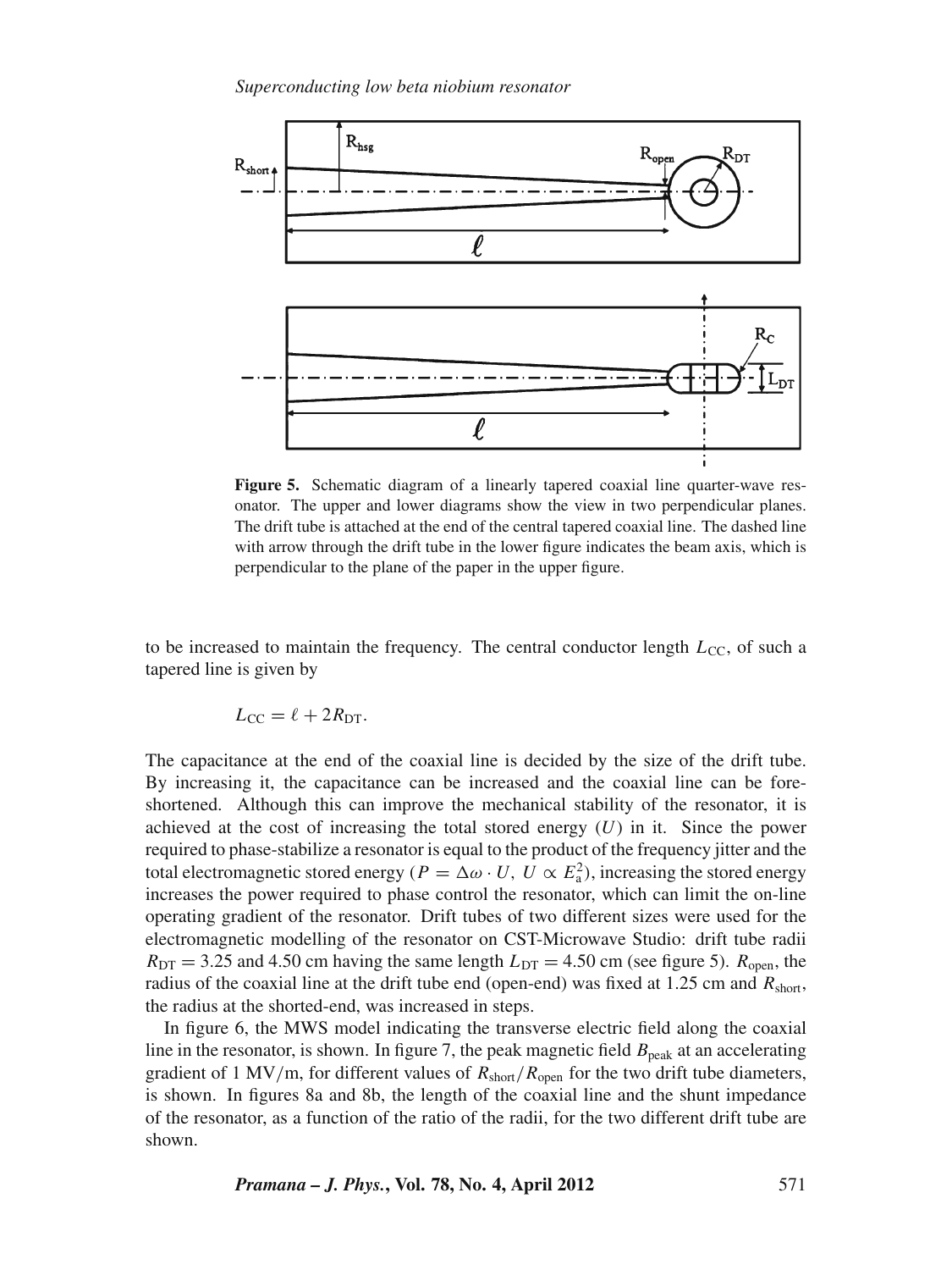**Figure 5.** Schematic diagram of a linearly tapered coaxial line quarter-wave resonator. The upper and lower diagrams show the view in two perpendicular planes. The drift tube is attached at the end of the central tapered coaxial line. The dashed line with arrow through the drift tube in the lower figure indicates the beam axis, which is perpendicular to the plane of the paper in the upper figure.

to be increased to maintain the frequency. The central conductor length $L_{\mathrm{CC}}$, of such a tapered line is given by

$$L_{\mathrm{CC}} = \ell + 2R_{\mathrm{DT}}.$$

The capacitance at the end of the coaxial line is decided by the size of the drift tube. By increasing it, the capacitance can be increased and the coaxial line can be foreshortened. Although this can improve the mechanical stability of the resonator, it is achieved at the cost of increasing the total stored energy ($U$) in it. Since the power required to phase-stabilize a resonator is equal to the product of the frequency jitter and the total electromagnetic stored energy ($P = \Delta\omega \cdot U$, $U \propto E_{\mathrm{a}}^2$), increasing the stored energy increases the power required to phase control the resonator, which can limit the on-line operating gradient of the resonator. Drift tubes of two different sizes were used for the electromagnetic modelling of the resonator on CST-Microwave Studio: drift tube radii $R_{\mathrm{DT}} = 3.25$ and 4.50 cm having the same length $L_{\mathrm{DT}} = 4.50$ cm (see figure 5). $R_{\mathrm{open}}$, the radius of the coaxial line at the drift tube end (open-end) was fixed at 1.25 cm and $R_{\mathrm{short}}$, the radius at the shorted-end, was increased in steps.

In figure 6, the MWS model indicating the transverse electric field along the coaxial line in the resonator, is shown. In figure 7, the peak magnetic field $B_{\mathrm{peak}}$ at an accelerating gradient of 1 MV/m, for different values of $R_{\mathrm{short}}/R_{\mathrm{open}}$ for the two drift tube diameters, is shown. In figures 8a and 8b, the length of the coaxial line and the shunt impedance of the resonator, as a function of the ratio of the radii, for the two different drift tube are shown.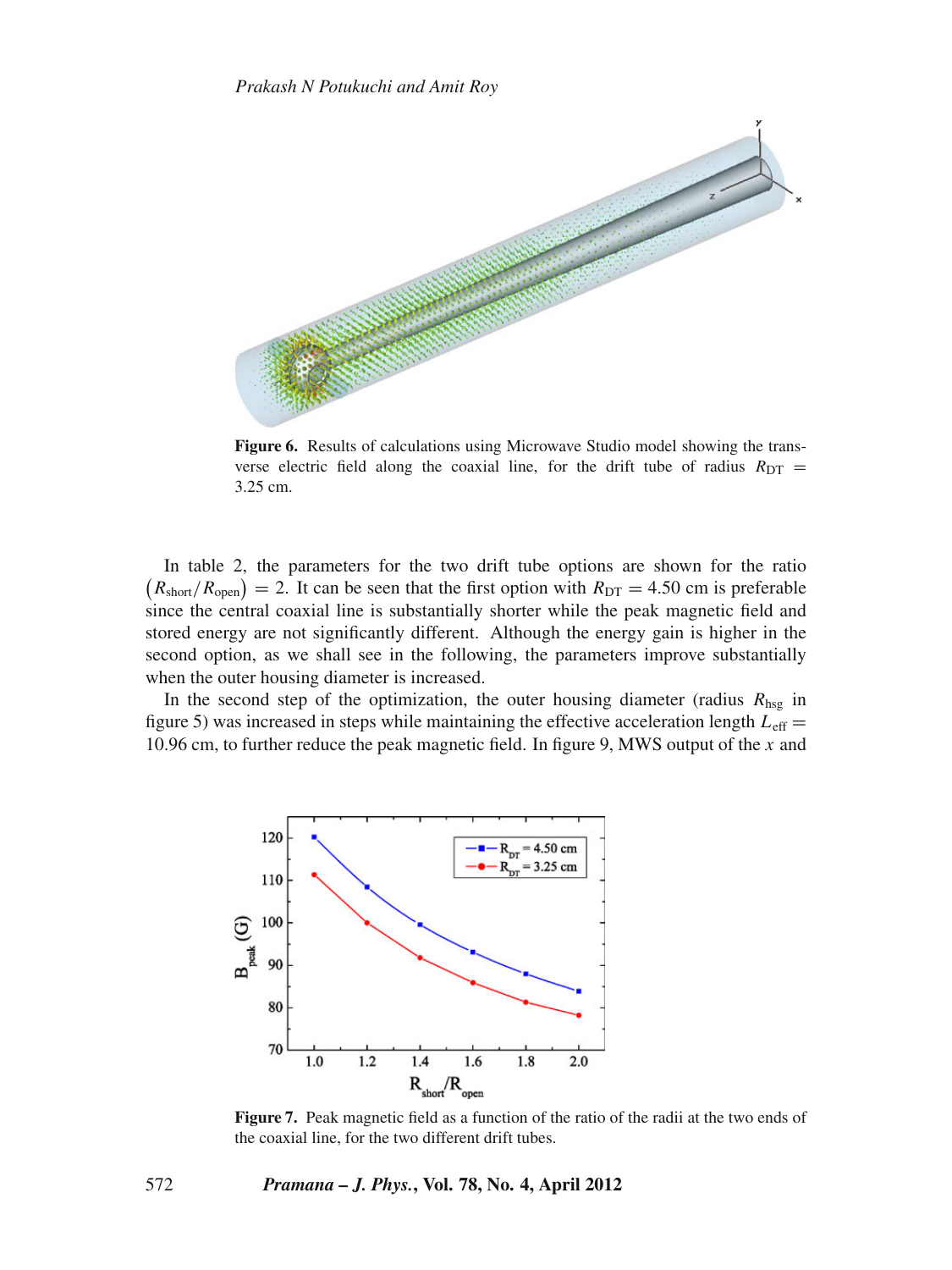**Figure 6.** Results of calculations using Microwave Studio model showing the transverse electric field along the coaxial line, for the drift tube of radius $R_{DT}$ = 3.25 cm.

In table 2, the parameters for the two drift tube options are shown for the ratio $(R_{short}/R_{open}) = 2$. It can be seen that the first option with $R_{DT} = 4.50$ cm is preferable since the central coaxial line is substantially shorter while the peak magnetic field and stored energy are not significantly different. Although the energy gain is higher in the second option, as we shall see in the following, the parameters improve substantially when the outer housing diameter is increased.

In the second step of the optimization, the outer housing diameter (radius $R_{hsg}$ in figure 5) was increased in steps while maintaining the effective acceleration length $L_{eff} = 10.96$ cm, to further reduce the peak magnetic field. In figure 9, MWS output of the $x$ and

**Figure 7.** Peak magnetic field as a function of the ratio of the radii at the two ends of the coaxial line, for the two different drift tubes.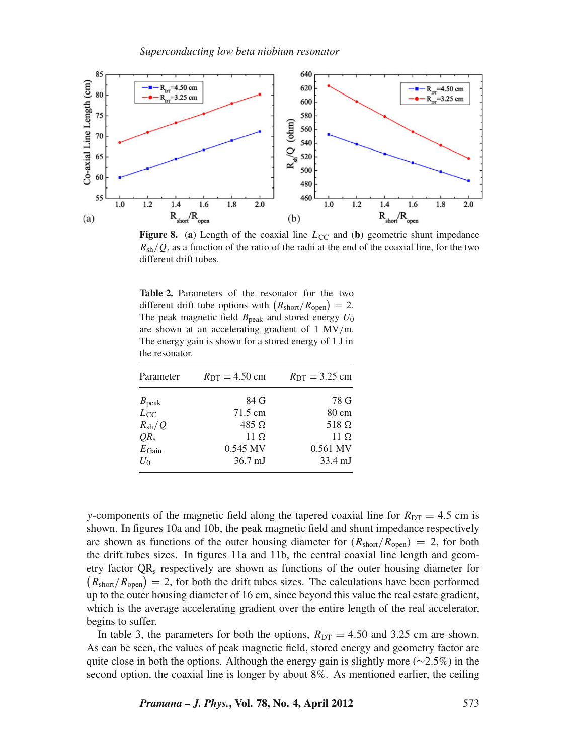**Figure 8.** (**a**) Length of the coaxial line $L_{CC}$ and (**b**) geometric shunt impedance $R_{sh}/Q$, as a function of the ratio of the radii at the end of the coaxial line, for the two different drift tubes.

**Table 2.** Parameters of the resonator for the two different drift tube options with $(R_{short}/R_{open}) = 2$. The peak magnetic field $B_{peak}$ and stored energy $U_0$ are shown at an accelerating gradient of 1 MV/m. The energy gain is shown for a stored energy of 1 J in the resonator.

| Parameter | $R_{DT} = 4.50$ cm | $R_{DT} = 3.25$ cm |
|---|---|---|
| $B_{peak}$ | 84 G | 78 G |
| $L_{CC}$ | 71.5 cm | 80 cm |
| $R_{sh}/Q$ | 485 Ω | 518 Ω |
| $QR_s$ | 11 Ω | 11 Ω |
| $E_{Gain}$ | 0.545 MV | 0.561 MV |
| $U_0$ | 36.7 mJ | 33.4 mJ |

$y$-components of the magnetic field along the tapered coaxial line for $R_{DT} = 4.5$ cm is shown. In figures 10a and 10b, the peak magnetic field and shunt impedance respectively are shown as functions of the outer housing diameter for $(R_{short}/R_{open}) = 2$, for both the drift tubes sizes. In figures 11a and 11b, the central coaxial line length and geometry factor $QR_s$ respectively are shown as functions of the outer housing diameter for $(R_{short}/R_{open}) = 2$, for both the drift tubes sizes. The calculations have been performed up to the outer housing diameter of 16 cm, since beyond this value the real estate gradient, which is the average accelerating gradient over the entire length of the real accelerator, begins to suffer.

In table 3, the parameters for both the options, $R_{DT} = 4.50$ and 3.25 cm are shown. As can be seen, the values of peak magnetic field, stored energy and geometry factor are quite close in both the options. Although the energy gain is slightly more (~2.5%) in the second option, the coaxial line is longer by about 8%. As mentioned earlier, the ceiling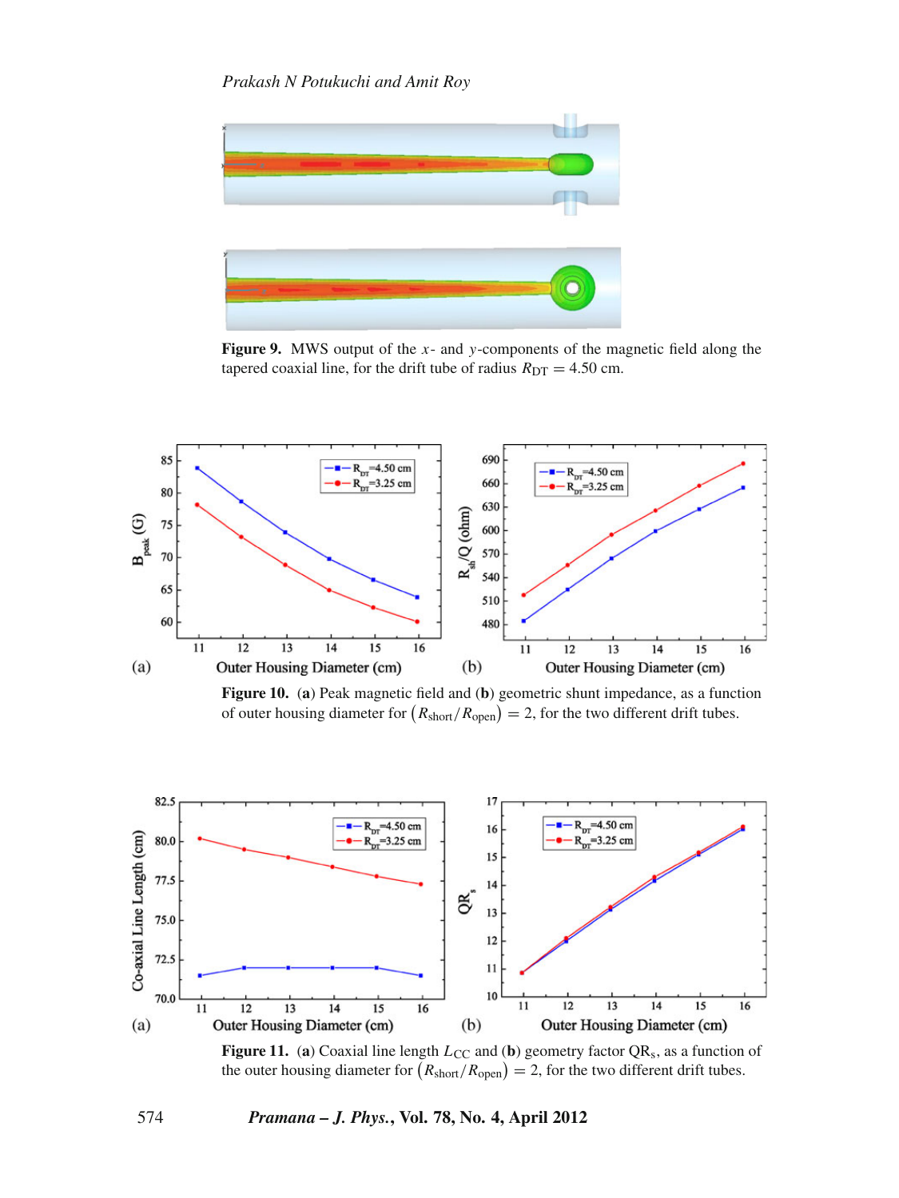**Figure 9.** MWS output of the $x$- and $y$-components of the magnetic field along the tapered coaxial line, for the drift tube of radius $R_{DT} = 4.50$ cm.

**Figure 10.** (**a**) Peak magnetic field and (**b**) geometric shunt impedance, as a function of outer housing diameter for $(R_{short}/R_{open}) = 2$, for the two different drift tubes.

**Figure 11.** (**a**) Coaxial line length $L_{CC}$ and (**b**) geometry factor $QR_s$, as a function of the outer housing diameter for $(R_{short}/R_{open}) = 2$, for the two different drift tubes.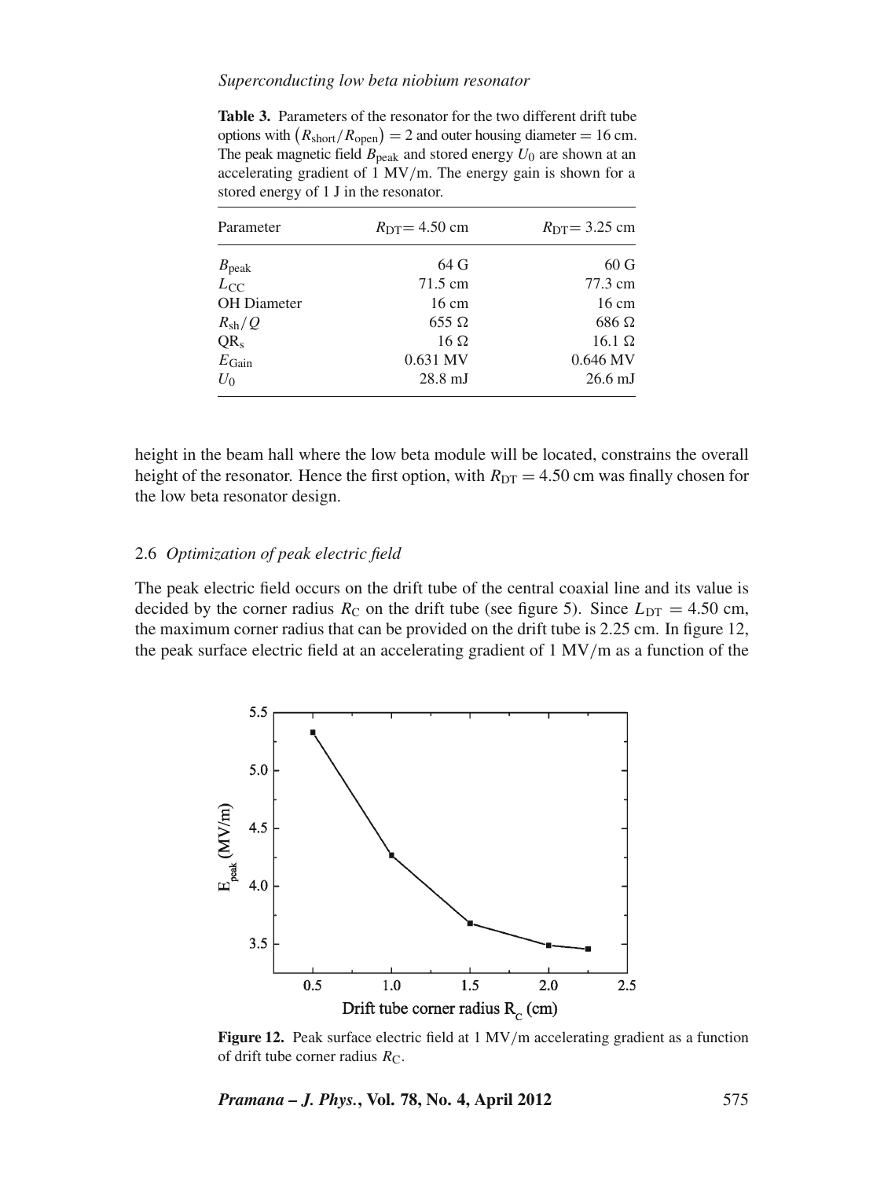**Table 3.** Parameters of the resonator for the two different drift tube options with $(R_{short}/R_{open}) = 2$ and outer housing diameter = 16 cm. The peak magnetic field $B_{peak}$ and stored energy $U_0$ are shown at an accelerating gradient of 1 MV/m. The energy gain is shown for a stored energy of 1 J in the resonator.

| Parameter | $R_{DT}$= 4.50 cm | $R_{DT}$= 3.25 cm |
|---|---|---|
| $B_{peak}$ | 64 G | 60 G |
| $L_{CC}$ | 71.5 cm | 77.3 cm |
| OH Diameter | 16 cm | 16 cm |
| $R_{sh}/Q$ | 655 Ω | 686 Ω |
| $QR_s$ | 16 Ω | 16.1 Ω |
| $E_{Gain}$ | 0.631 MV | 0.646 MV |
| $U_0$ | 28.8 mJ | 26.6 mJ |

height in the beam hall where the low beta module will be located, constrains the overall height of the resonator. Hence the first option, with $R_{DT} = 4.50$ cm was finally chosen for the low beta resonator design.

### 2.6 *Optimization of peak electric field*

The peak electric field occurs on the drift tube of the central coaxial line and its value is decided by the corner radius $R_C$ on the drift tube (see figure 5). Since $L_{DT} = 4.50$ cm, the maximum corner radius that can be provided on the drift tube is 2.25 cm. In figure 12, the peak surface electric field at an accelerating gradient of 1 MV/m as a function of the

**Figure 12.** Peak surface electric field at 1 MV/m accelerating gradient as a function of drift tube corner radius $R_C$.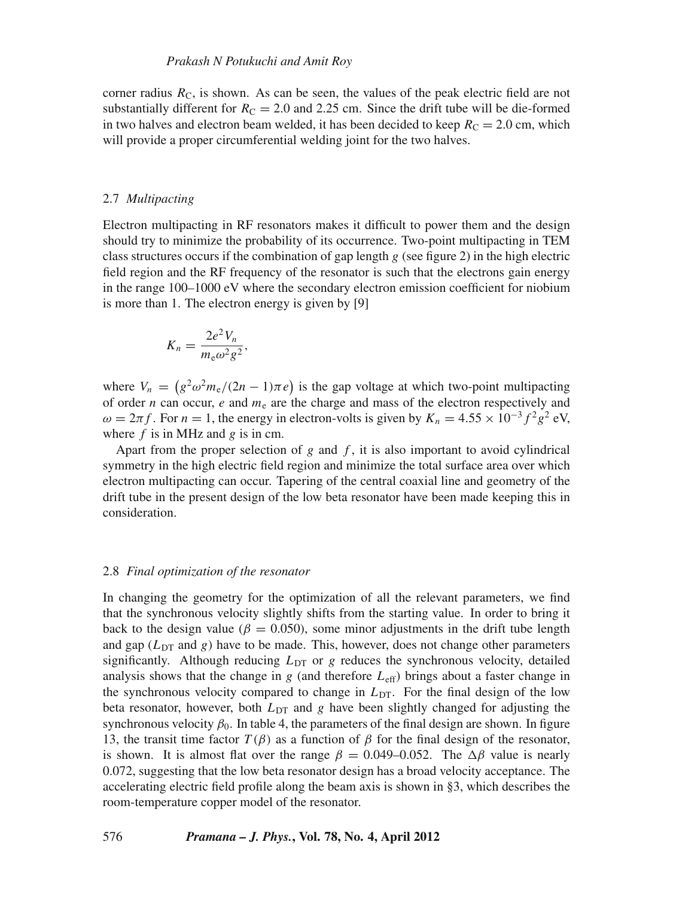corner radius $R_C$, is shown. As can be seen, the values of the peak electric field are not substantially different for $R_C = 2.0$ and 2.25 cm. Since the drift tube will be die-formed in two halves and electron beam welded, it has been decided to keep $R_C = 2.0$ cm, which will provide a proper circumferential welding joint for the two halves.

### 2.7 *Multipacting*

Electron multipacting in RF resonators makes it difficult to power them and the design should try to minimize the probability of its occurrence. Two-point multipacting in TEM class structures occurs if the combination of gap length $g$ (see figure 2) in the high electric field region and the RF frequency of the resonator is such that the electrons gain energy in the range 100–1000 eV where the secondary electron emission coefficient for niobium is more than 1. The electron energy is given by [9]

$$K_n = \frac{2e^2 V_n}{m_e \omega^2 g^2},$$

where $V_n = \left(g^2 \omega^2 m_e / (2n-1)\pi e\right)$ is the gap voltage at which two-point multipacting of order $n$ can occur, $e$ and $m_e$ are the charge and mass of the electron respectively and $\omega = 2\pi f$. For $n = 1$, the energy in electron-volts is given by $K_n = 4.55 \times 10^{-3} f^2 g^2$ eV, where $f$ is in MHz and $g$ is in cm.

Apart from the proper selection of $g$ and $f$, it is also important to avoid cylindrical symmetry in the high electric field region and minimize the total surface area over which electron multipacting can occur. Tapering of the central coaxial line and geometry of the drift tube in the present design of the low beta resonator have been made keeping this in consideration.

### 2.8 *Final optimization of the resonator*

In changing the geometry for the optimization of all the relevant parameters, we find that the synchronous velocity slightly shifts from the starting value. In order to bring it back to the design value ($\beta = 0.050$), some minor adjustments in the drift tube length and gap ($L_{DT}$ and $g$) have to be made. This, however, does not change other parameters significantly. Although reducing $L_{DT}$ or $g$ reduces the synchronous velocity, detailed analysis shows that the change in $g$ (and therefore $L_{eff}$) brings about a faster change in the synchronous velocity compared to change in $L_{DT}$. For the final design of the low beta resonator, however, both $L_{DT}$ and $g$ have been slightly changed for adjusting the synchronous velocity $\beta_0$. In table 4, the parameters of the final design are shown. In figure 13, the transit time factor $T(\beta)$ as a function of $\beta$ for the final design of the resonator, is shown. It is almost flat over the range $\beta = 0.049$–$0.052$. The $\Delta\beta$ value is nearly 0.072, suggesting that the low beta resonator design has a broad velocity acceptance. The accelerating electric field profile along the beam axis is shown in §3, which describes the room-temperature copper model of the resonator.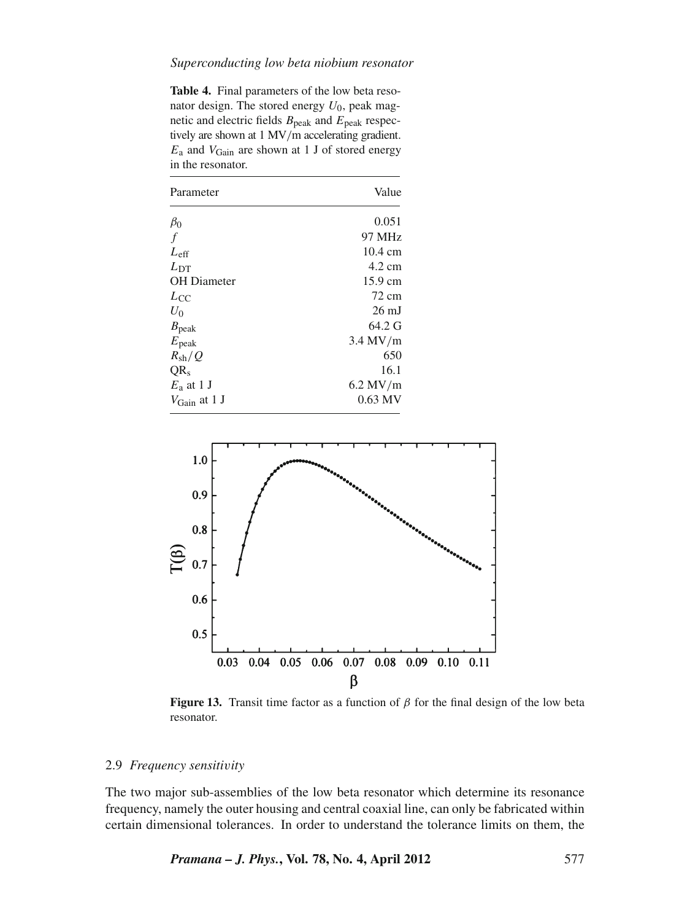**Table 4.** Final parameters of the low beta resonator design. The stored energy $U_0$, peak magnetic and electric fields $B_{\text{peak}}$ and $E_{\text{peak}}$ respectively are shown at 1 MV/m accelerating gradient. $E_a$ and $V_{\text{Gain}}$ are shown at 1 J of stored energy in the resonator.

| Parameter | Value |
|---|---|
| $\beta_0$ | 0.051 |
| $f$ | 97 MHz |
| $L_{\text{eff}}$ | 10.4 cm |
| $L_{\text{DT}}$ | 4.2 cm |
| OH Diameter | 15.9 cm |
| $L_{\text{CC}}$ | 72 cm |
| $U_0$ | 26 mJ |
| $B_{\text{peak}}$ | 64.2 G |
| $E_{\text{peak}}$ | 3.4 MV/m |
| $R_{\text{sh}}/Q$ | 650 |
| $QR_s$ | 16.1 |
| $E_a$ at 1 J | 6.2 MV/m |
| $V_{\text{Gain}}$ at 1 J | 0.63 MV |

**Figure 13.** Transit time factor as a function of $\beta$ for the final design of the low beta resonator.

## 2.9 *Frequency sensitivity*

The two major sub-assemblies of the low beta resonator which determine its resonance frequency, namely the outer housing and central coaxial line, can only be fabricated within certain dimensional tolerances. In order to understand the tolerance limits on them, the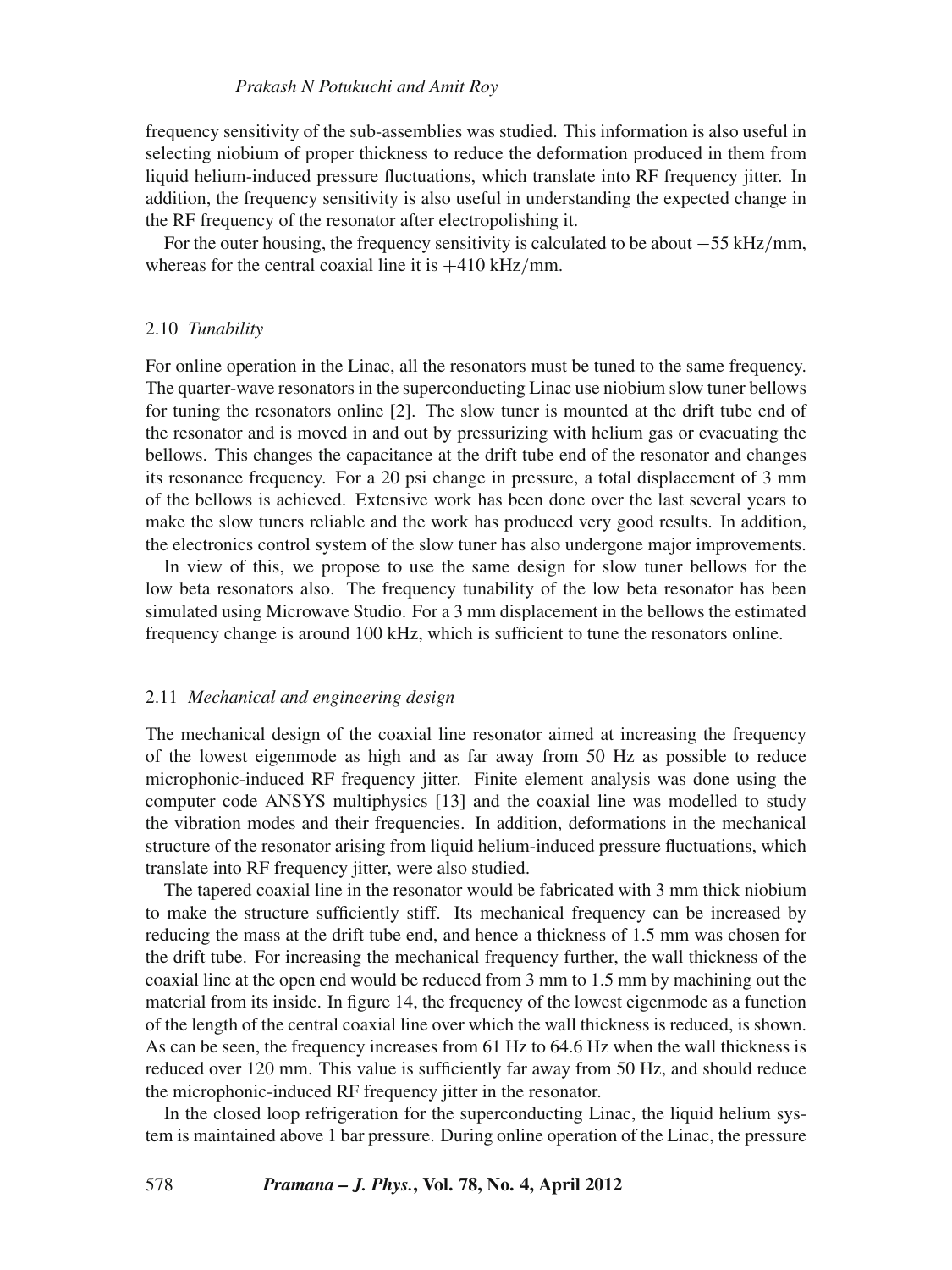frequency sensitivity of the sub-assemblies was studied. This information is also useful in selecting niobium of proper thickness to reduce the deformation produced in them from liquid helium-induced pressure fluctuations, which translate into RF frequency jitter. In addition, the frequency sensitivity is also useful in understanding the expected change in the RF frequency of the resonator after electropolishing it.

For the outer housing, the frequency sensitivity is calculated to be about −55 kHz/mm, whereas for the central coaxial line it is +410 kHz/mm.

### 2.10 *Tunability*

For online operation in the Linac, all the resonators must be tuned to the same frequency. The quarter-wave resonators in the superconducting Linac use niobium slow tuner bellows for tuning the resonators online [2]. The slow tuner is mounted at the drift tube end of the resonator and is moved in and out by pressurizing with helium gas or evacuating the bellows. This changes the capacitance at the drift tube end of the resonator and changes its resonance frequency. For a 20 psi change in pressure, a total displacement of 3 mm of the bellows is achieved. Extensive work has been done over the last several years to make the slow tuners reliable and the work has produced very good results. In addition, the electronics control system of the slow tuner has also undergone major improvements.

In view of this, we propose to use the same design for slow tuner bellows for the low beta resonators also. The frequency tunability of the low beta resonator has been simulated using Microwave Studio. For a 3 mm displacement in the bellows the estimated frequency change is around 100 kHz, which is sufficient to tune the resonators online.

### 2.11 *Mechanical and engineering design*

The mechanical design of the coaxial line resonator aimed at increasing the frequency of the lowest eigenmode as high and as far away from 50 Hz as possible to reduce microphonic-induced RF frequency jitter. Finite element analysis was done using the computer code ANSYS multiphysics [13] and the coaxial line was modelled to study the vibration modes and their frequencies. In addition, deformations in the mechanical structure of the resonator arising from liquid helium-induced pressure fluctuations, which translate into RF frequency jitter, were also studied.

The tapered coaxial line in the resonator would be fabricated with 3 mm thick niobium to make the structure sufficiently stiff. Its mechanical frequency can be increased by reducing the mass at the drift tube end, and hence a thickness of 1.5 mm was chosen for the drift tube. For increasing the mechanical frequency further, the wall thickness of the coaxial line at the open end would be reduced from 3 mm to 1.5 mm by machining out the material from its inside. In figure 14, the frequency of the lowest eigenmode as a function of the length of the central coaxial line over which the wall thickness is reduced, is shown. As can be seen, the frequency increases from 61 Hz to 64.6 Hz when the wall thickness is reduced over 120 mm. This value is sufficiently far away from 50 Hz, and should reduce the microphonic-induced RF frequency jitter in the resonator.

In the closed loop refrigeration for the superconducting Linac, the liquid helium system is maintained above 1 bar pressure. During online operation of the Linac, the pressure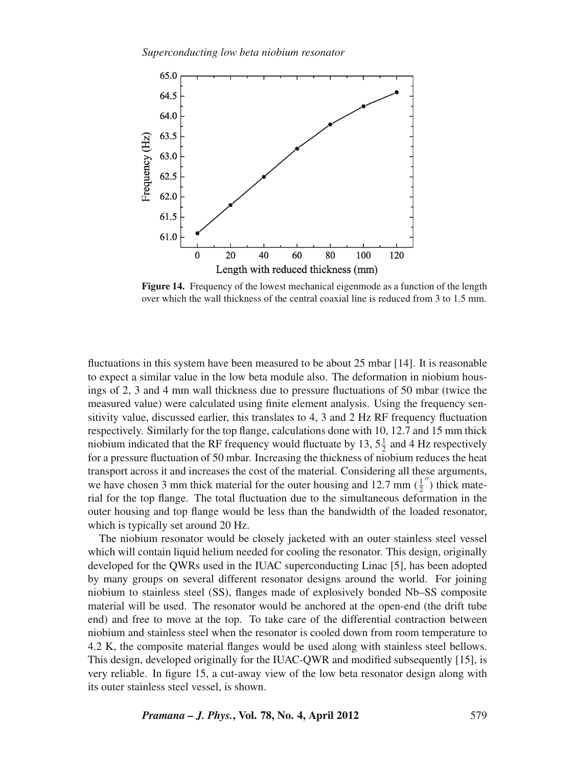**Figure 14.** Frequency of the lowest mechanical eigenmode as a function of the length over which the wall thickness of the central coaxial line is reduced from 3 to 1.5 mm.

fluctuations in this system have been measured to be about 25 mbar [14]. It is reasonable to expect a similar value in the low beta module also. The deformation in niobium housings of 2, 3 and 4 mm wall thickness due to pressure fluctuations of 50 mbar (twice the measured value) were calculated using finite element analysis. Using the frequency sensitivity value, discussed earlier, this translates to 4, 3 and 2 Hz RF frequency fluctuation respectively. Similarly for the top flange, calculations done with 10, 12.7 and 15 mm thick niobium indicated that the RF frequency would fluctuate by 13, $5\frac{1}{2}$ and 4 Hz respectively for a pressure fluctuation of 50 mbar. Increasing the thickness of niobium reduces the heat transport across it and increases the cost of the material. Considering all these arguments, we have chosen 3 mm thick material for the outer housing and 12.7 mm ($\frac{1}{2}''$) thick material for the top flange. The total fluctuation due to the simultaneous deformation in the outer housing and top flange would be less than the bandwidth of the loaded resonator, which is typically set around 20 Hz.

The niobium resonator would be closely jacketed with an outer stainless steel vessel which will contain liquid helium needed for cooling the resonator. This design, originally developed for the QWRs used in the IUAC superconducting Linac [5], has been adopted by many groups on several different resonator designs around the world. For joining niobium to stainless steel (SS), flanges made of explosively bonded Nb–SS composite material will be used. The resonator would be anchored at the open-end (the drift tube end) and free to move at the top. To take care of the differential contraction between niobium and stainless steel when the resonator is cooled down from room temperature to 4.2 K, the composite material flanges would be used along with stainless steel bellows. This design, developed originally for the IUAC-QWR and modified subsequently [15], is very reliable. In figure 15, a cut-away view of the low beta resonator design along with its outer stainless steel vessel, is shown.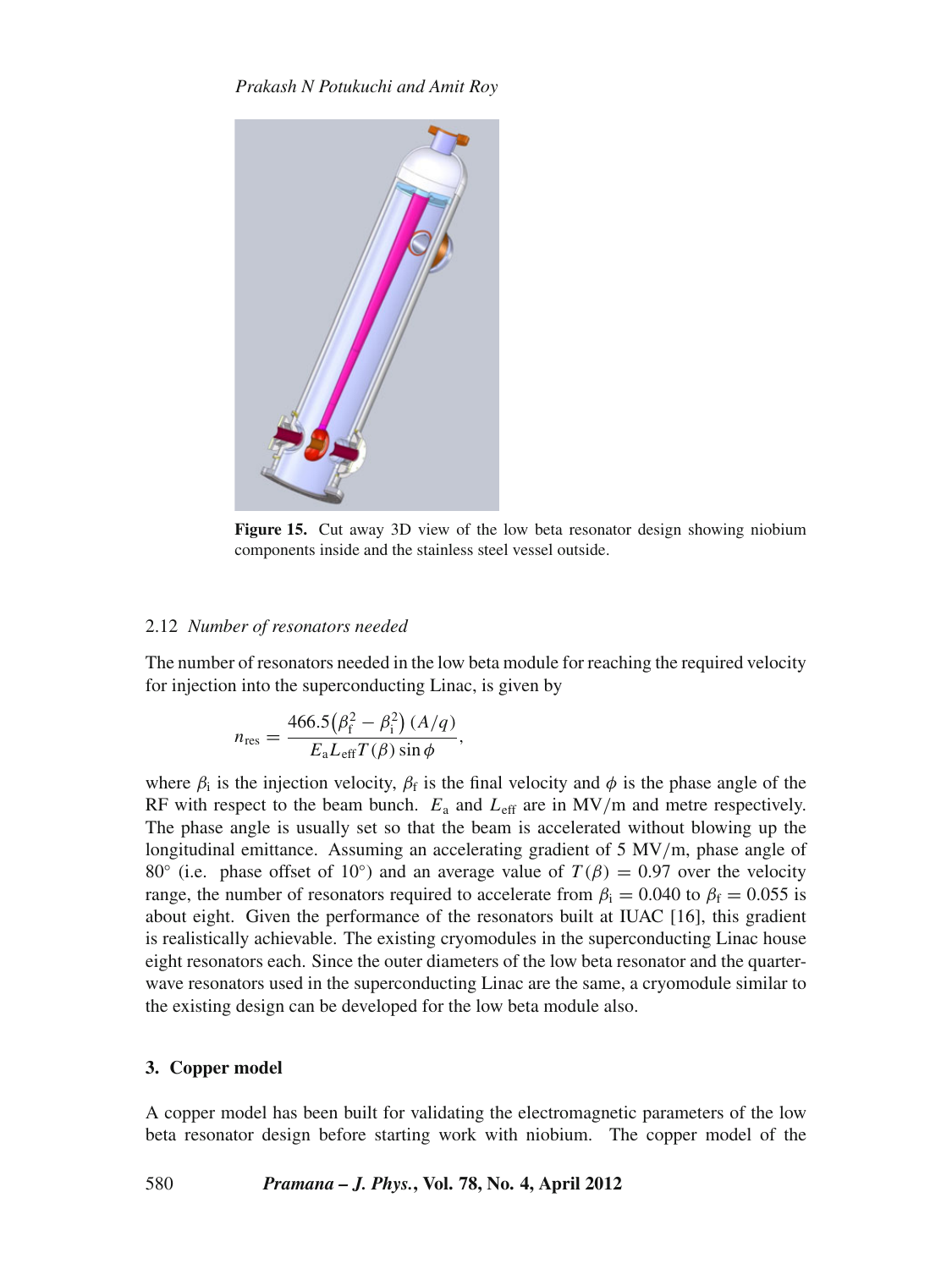**Figure 15.** Cut away 3D view of the low beta resonator design showing niobium components inside and the stainless steel vessel outside.

### 2.12 *Number of resonators needed*

The number of resonators needed in the low beta module for reaching the required velocity for injection into the superconducting Linac, is given by

$$n_{\mathrm{res}} = \frac{466.5\left(\beta_{\mathrm{f}}^2 - \beta_{\mathrm{i}}^2\right)(A/q)}{E_{\mathrm{a}} L_{\mathrm{eff}} T(\beta) \sin\phi},$$

where $\beta_{\mathrm{i}}$ is the injection velocity, $\beta_{\mathrm{f}}$ is the final velocity and $\phi$ is the phase angle of the RF with respect to the beam bunch. $E_{\mathrm{a}}$ and $L_{\mathrm{eff}}$ are in MV/m and metre respectively. The phase angle is usually set so that the beam is accelerated without blowing up the longitudinal emittance. Assuming an accelerating gradient of 5 MV/m, phase angle of 80° (i.e. phase offset of 10°) and an average value of $T(\beta) = 0.97$ over the velocity range, the number of resonators required to accelerate from $\beta_{\mathrm{i}} = 0.040$ to $\beta_{\mathrm{f}} = 0.055$ is about eight. Given the performance of the resonators built at IUAC [16], this gradient is realistically achievable. The existing cryomodules in the superconducting Linac house eight resonators each. Since the outer diameters of the low beta resonator and the quarter-wave resonators used in the superconducting Linac are the same, a cryomodule similar to the existing design can be developed for the low beta module also.

## 3. Copper model

A copper model has been built for validating the electromagnetic parameters of the low beta resonator design before starting work with niobium. The copper model of the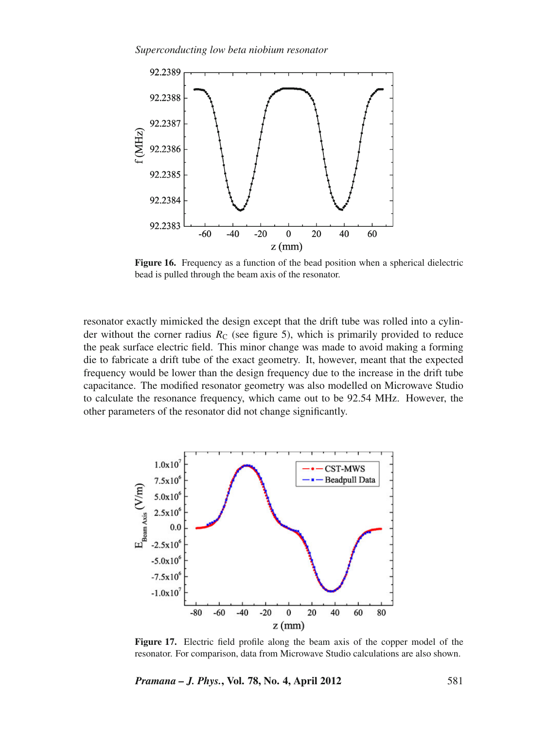Figure 16. Frequency as a function of the bead position when a spherical dielectric bead is pulled through the beam axis of the resonator.

resonator exactly mimicked the design except that the drift tube was rolled into a cylinder without the corner radius $R_C$ (see figure 5), which is primarily provided to reduce the peak surface electric field. This minor change was made to avoid making a forming die to fabricate a drift tube of the exact geometry. It, however, meant that the expected frequency would be lower than the design frequency due to the increase in the drift tube capacitance. The modified resonator geometry was also modelled on Microwave Studio to calculate the resonance frequency, which came out to be 92.54 MHz. However, the other parameters of the resonator did not change significantly.

Figure 17. Electric field profile along the beam axis of the copper model of the resonator. For comparison, data from Microwave Studio calculations are also shown.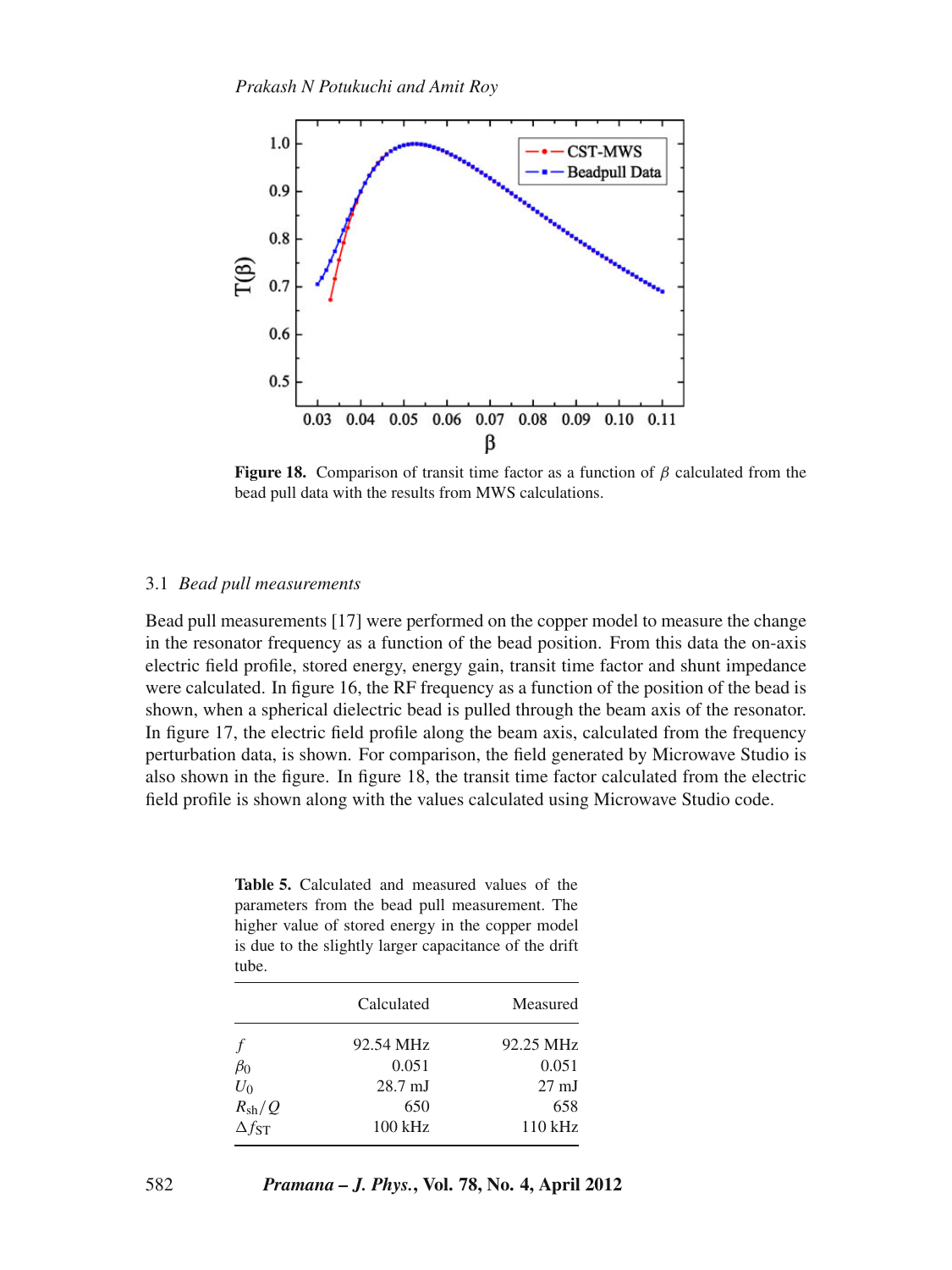**Figure 18.** Comparison of transit time factor as a function of $\beta$ calculated from the bead pull data with the results from MWS calculations.

### 3.1 *Bead pull measurements*

Bead pull measurements [17] were performed on the copper model to measure the change in the resonator frequency as a function of the bead position. From this data the on-axis electric field profile, stored energy, energy gain, transit time factor and shunt impedance were calculated. In figure 16, the RF frequency as a function of the position of the bead is shown, when a spherical dielectric bead is pulled through the beam axis of the resonator. In figure 17, the electric field profile along the beam axis, calculated from the frequency perturbation data, is shown. For comparison, the field generated by Microwave Studio is also shown in the figure. In figure 18, the transit time factor calculated from the electric field profile is shown along with the values calculated using Microwave Studio code.

**Table 5.** Calculated and measured values of the parameters from the bead pull measurement. The higher value of stored energy in the copper model is due to the slightly larger capacitance of the drift tube.

| | Calculated | Measured |
|---|---|---|
| $f$ | 92.54 MHz | 92.25 MHz |
| $\beta_0$ | 0.051 | 0.051 |
| $U_0$ | 28.7 mJ | 27 mJ |
| $R_{sh}/Q$ | 650 | 658 |
| $\Delta f_{ST}$ | 100 kHz | 110 kHz |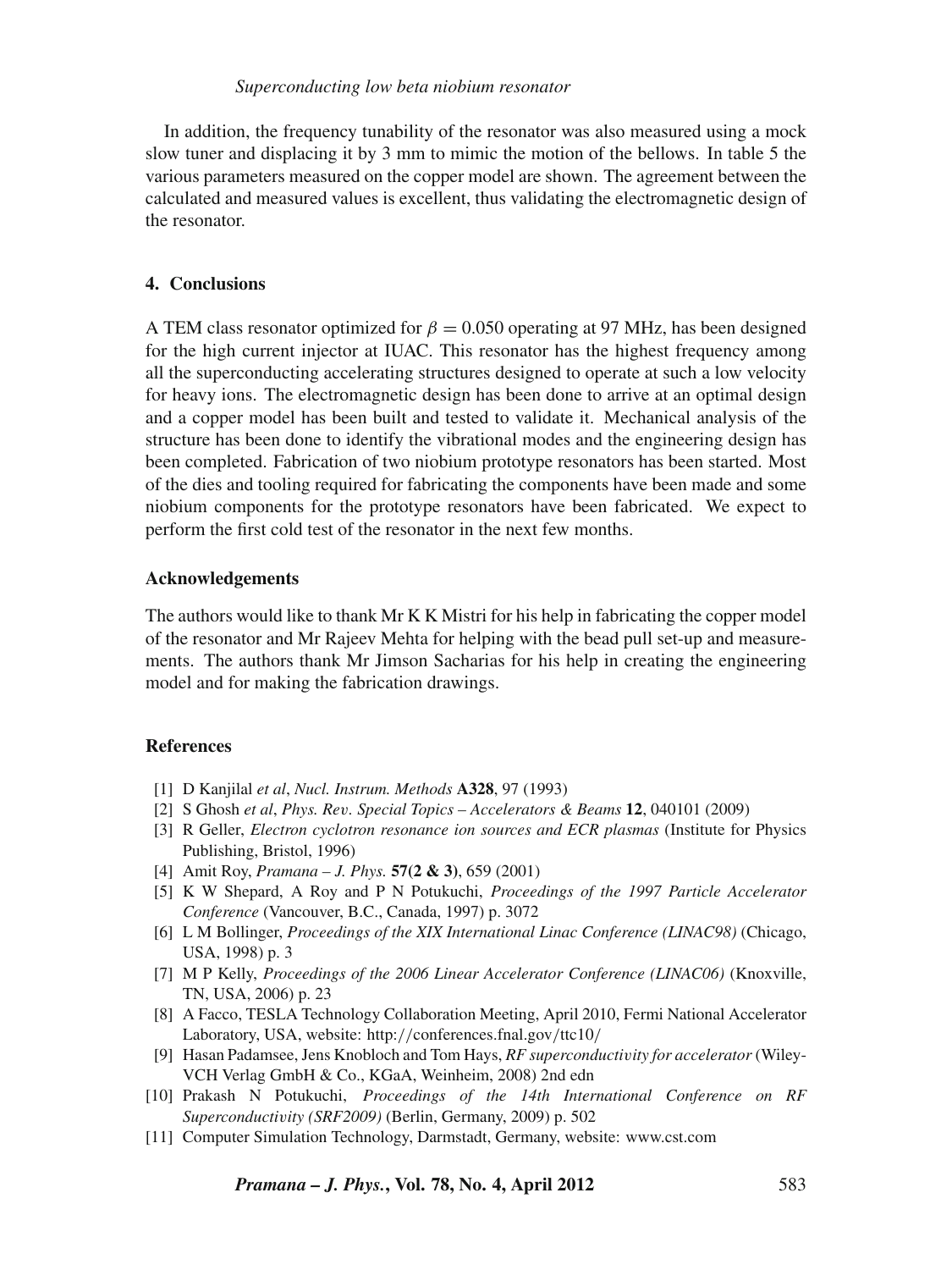In addition, the frequency tunability of the resonator was also measured using a mock slow tuner and displacing it by 3 mm to mimic the motion of the bellows. In table 5 the various parameters measured on the copper model are shown. The agreement between the calculated and measured values is excellent, thus validating the electromagnetic design of the resonator.

## 4. Conclusions

A TEM class resonator optimized for $\beta = 0.050$ operating at 97 MHz, has been designed for the high current injector at IUAC. This resonator has the highest frequency among all the superconducting accelerating structures designed to operate at such a low velocity for heavy ions. The electromagnetic design has been done to arrive at an optimal design and a copper model has been built and tested to validate it. Mechanical analysis of the structure has been done to identify the vibrational modes and the engineering design has been completed. Fabrication of two niobium prototype resonators has been started. Most of the dies and tooling required for fabricating the components have been made and some niobium components for the prototype resonators have been fabricated. We expect to perform the first cold test of the resonator in the next few months.

## Acknowledgements

The authors would like to thank Mr K K Mistri for his help in fabricating the copper model of the resonator and Mr Rajeev Mehta for helping with the bead pull set-up and measurements. The authors thank Mr Jimson Sacharias for his help in creating the engineering model and for making the fabrication drawings.

## References

[1] D Kanjilal *et al*, *Nucl. Instrum. Methods* **A328**, 97 (1993)

[2] S Ghosh *et al*, *Phys. Rev. Special Topics – Accelerators & Beams* **12**, 040101 (2009)

[3] R Geller, *Electron cyclotron resonance ion sources and ECR plasmas* (Institute for Physics Publishing, Bristol, 1996)

[4] Amit Roy, *Pramana – J. Phys.* **57(2 & 3)**, 659 (2001)

[5] K W Shepard, A Roy and P N Potukuchi, *Proceedings of the 1997 Particle Accelerator Conference* (Vancouver, B.C., Canada, 1997) p. 3072

[6] L M Bollinger, *Proceedings of the XIX International Linac Conference (LINAC98)* (Chicago, USA, 1998) p. 3

[7] M P Kelly, *Proceedings of the 2006 Linear Accelerator Conference (LINAC06)* (Knoxville, TN, USA, 2006) p. 23

[8] A Facco, TESLA Technology Collaboration Meeting, April 2010, Fermi National Accelerator Laboratory, USA, website: http://conferences.fnal.gov/ttc10/

[9] Hasan Padamsee, Jens Knobloch and Tom Hays, *RF superconductivity for accelerator* (Wiley-VCH Verlag GmbH & Co., KGaA, Weinheim, 2008) 2nd edn

[10] Prakash N Potukuchi, *Proceedings of the 14th International Conference on RF Superconductivity (SRF2009)* (Berlin, Germany, 2009) p. 502

[11] Computer Simulation Technology, Darmstadt, Germany, website: www.cst.com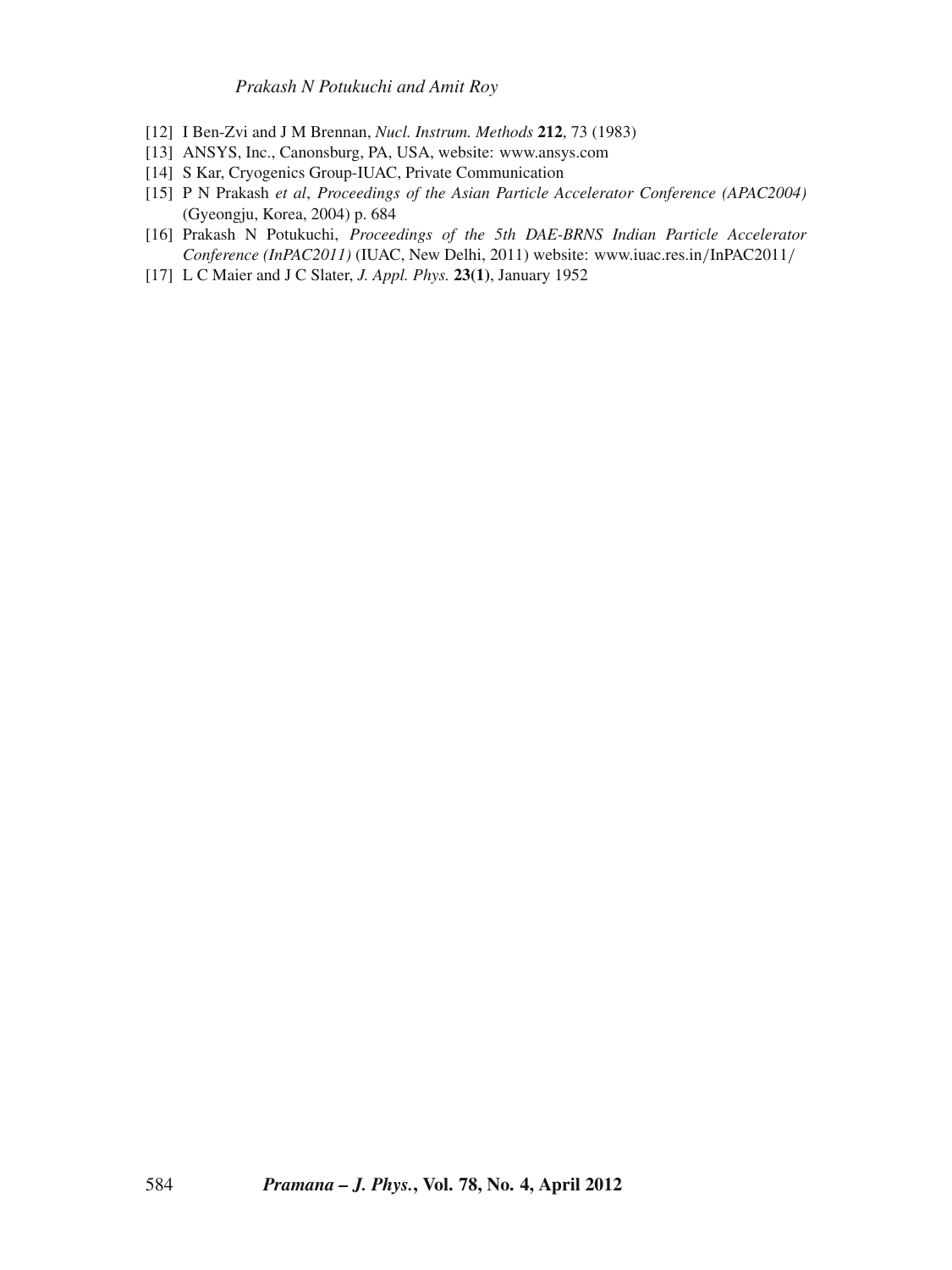[12] I Ben-Zvi and J M Brennan, *Nucl. Instrum. Methods* **212**, 73 (1983)

[13] ANSYS, Inc., Canonsburg, PA, USA, website: www.ansys.com

[14] S Kar, Cryogenics Group-IUAC, Private Communication

[15] P N Prakash *et al*, *Proceedings of the Asian Particle Accelerator Conference (APAC2004)* (Gyeongju, Korea, 2004) p. 684

[16] Prakash N Potukuchi, *Proceedings of the 5th DAE-BRNS Indian Particle Accelerator Conference (InPAC2011)* (IUAC, New Delhi, 2011) website: www.iuac.res.in/InPAC2011/

[17] L C Maier and J C Slater, *J. Appl. Phys.* **23(1)**, January 1952